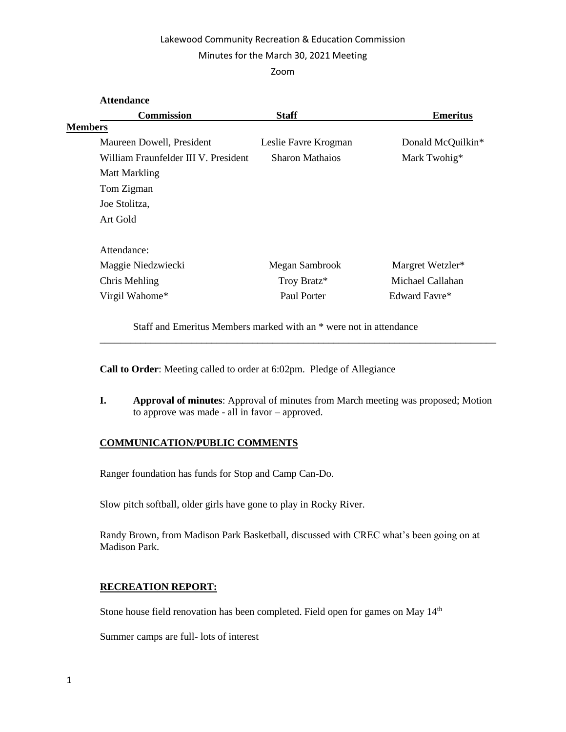Lakewood Community Recreation & Education Commission

Minutes for the March 30, 2021 Meeting

Zoom

**Attendance**

| | **Commission** | **Staff** | **Emeritus** |
|---|---|---|---|
| **Members** | | | |
| | Maureen Dowell, President | Leslie Favre Krogman | Donald McQuilkin* |
| | William Fraunfelder III V. President | Sharon Mathaios | Mark Twohig* |
| | Matt Markling | | |
| | Tom Zigman | | |
| | Joe Stolitza, | | |
| | Art Gold | | |
| | Attendance: | | |
| | Maggie Niedzwiecki | Megan Sambrook | Margret Wetzler* |
| | Chris Mehling | Troy Bratz* | Michael Callahan |
| | Virgil Wahome* | Paul Porter | Edward Favre* |

Staff and Emeritus Members marked with an * were not in attendance

---

**Call to Order**: Meeting called to order at 6:02pm. Pledge of Allegiance

**I.** **Approval of minutes**: Approval of minutes from March meeting was proposed; Motion to approve was made - all in favor – approved.

**COMMUNICATION/PUBLIC COMMENTS**

Ranger foundation has funds for Stop and Camp Can-Do.

Slow pitch softball, older girls have gone to play in Rocky River.

Randy Brown, from Madison Park Basketball, discussed with CREC what's been going on at Madison Park.

**RECREATION REPORT:**

Stone house field renovation has been completed. Field open for games on May 14th

Summer camps are full- lots of interest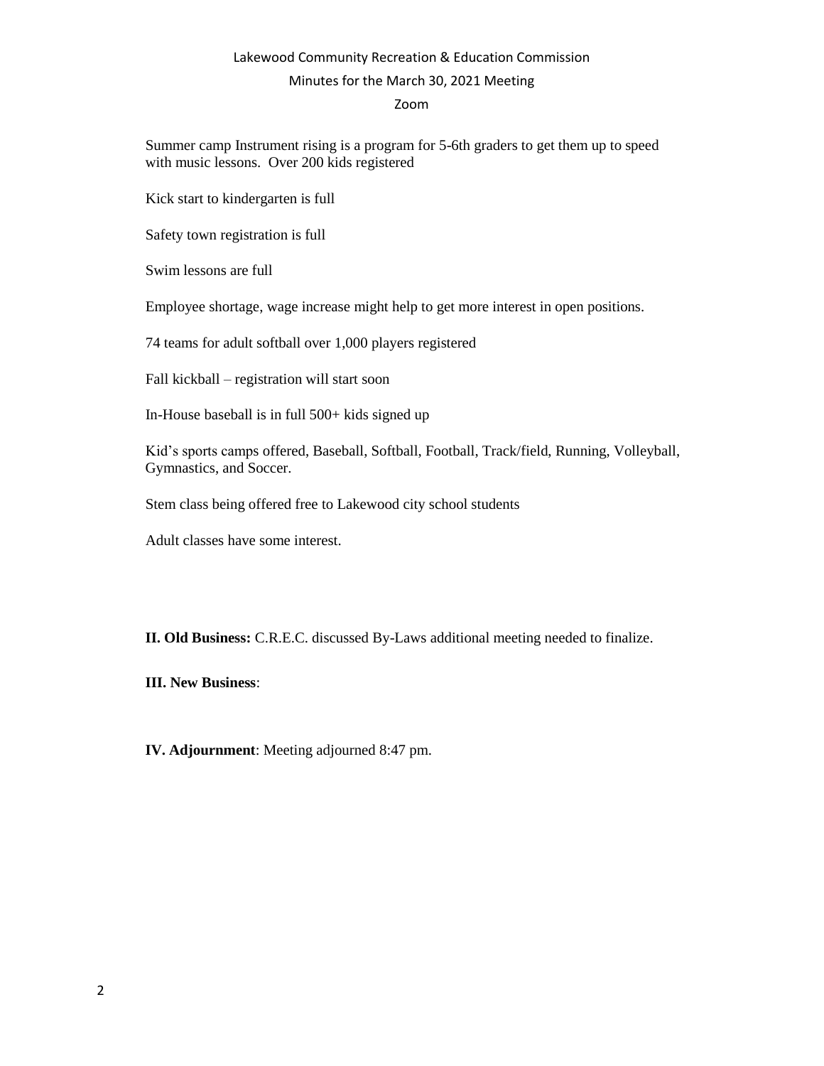Summer camp Instrument rising is a program for 5-6th graders to get them up to speed with music lessons. Over 200 kids registered

Kick start to kindergarten is full

Safety town registration is full

Swim lessons are full

Employee shortage, wage increase might help to get more interest in open positions.

74 teams for adult softball over 1,000 players registered

Fall kickball – registration will start soon

In-House baseball is in full 500+ kids signed up

Kid's sports camps offered, Baseball, Softball, Football, Track/field, Running, Volleyball, Gymnastics, and Soccer.

Stem class being offered free to Lakewood city school students

Adult classes have some interest.

**II. Old Business:** C.R.E.C. discussed By-Laws additional meeting needed to finalize.

**III. New Business**:

**IV. Adjournment**: Meeting adjourned 8:47 pm.